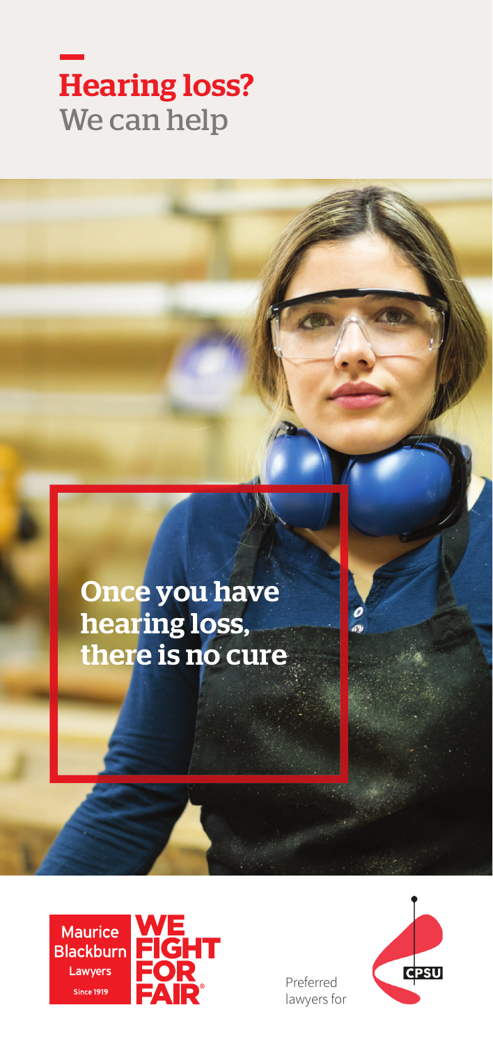# Hearing loss?
We can help

**Once you have hearing loss, there is no cure**

Maurice Blackburn Lawyers Since 1919

WE FIGHT FOR FAIR®

Preferred lawyers for

CPSU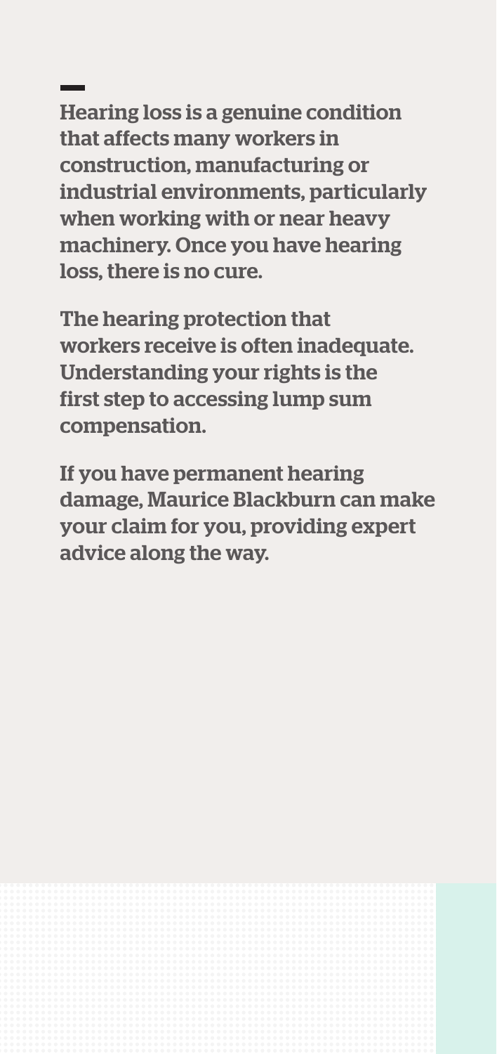Hearing loss is a genuine condition that affects many workers in construction, manufacturing or industrial environments, particularly when working with or near heavy machinery. Once you have hearing loss, there is no cure.

The hearing protection that workers receive is often inadequate. Understanding your rights is the first step to accessing lump sum compensation.

If you have permanent hearing damage, Maurice Blackburn can make your claim for you, providing expert advice along the way.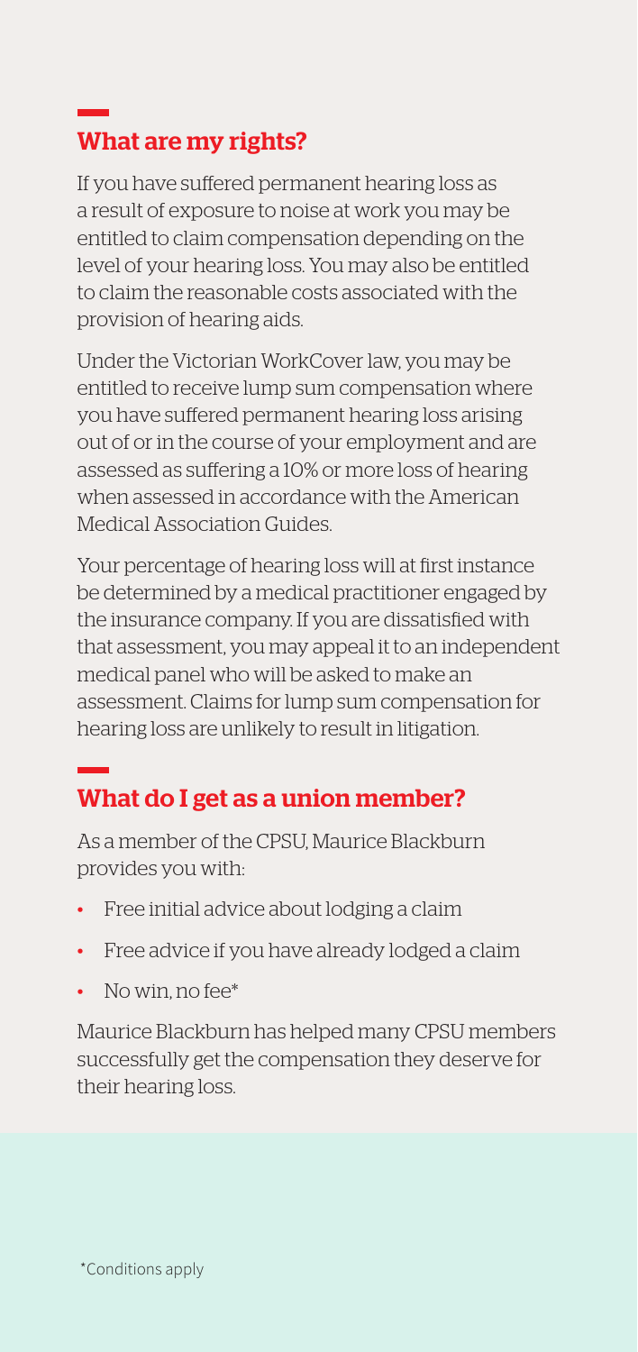## What are my rights?

If you have suffered permanent hearing loss as a result of exposure to noise at work you may be entitled to claim compensation depending on the level of your hearing loss. You may also be entitled to claim the reasonable costs associated with the provision of hearing aids.

Under the Victorian WorkCover law, you may be entitled to receive lump sum compensation where you have suffered permanent hearing loss arising out of or in the course of your employment and are assessed as suffering a 10% or more loss of hearing when assessed in accordance with the American Medical Association Guides.

Your percentage of hearing loss will at first instance be determined by a medical practitioner engaged by the insurance company. If you are dissatisfied with that assessment, you may appeal it to an independent medical panel who will be asked to make an assessment. Claims for lump sum compensation for hearing loss are unlikely to result in litigation.

## What do I get as a union member?

As a member of the CPSU, Maurice Blackburn provides you with:

- Free initial advice about lodging a claim
- Free advice if you have already lodged a claim
- No win, no fee*

Maurice Blackburn has helped many CPSU members successfully get the compensation they deserve for their hearing loss.

*Conditions apply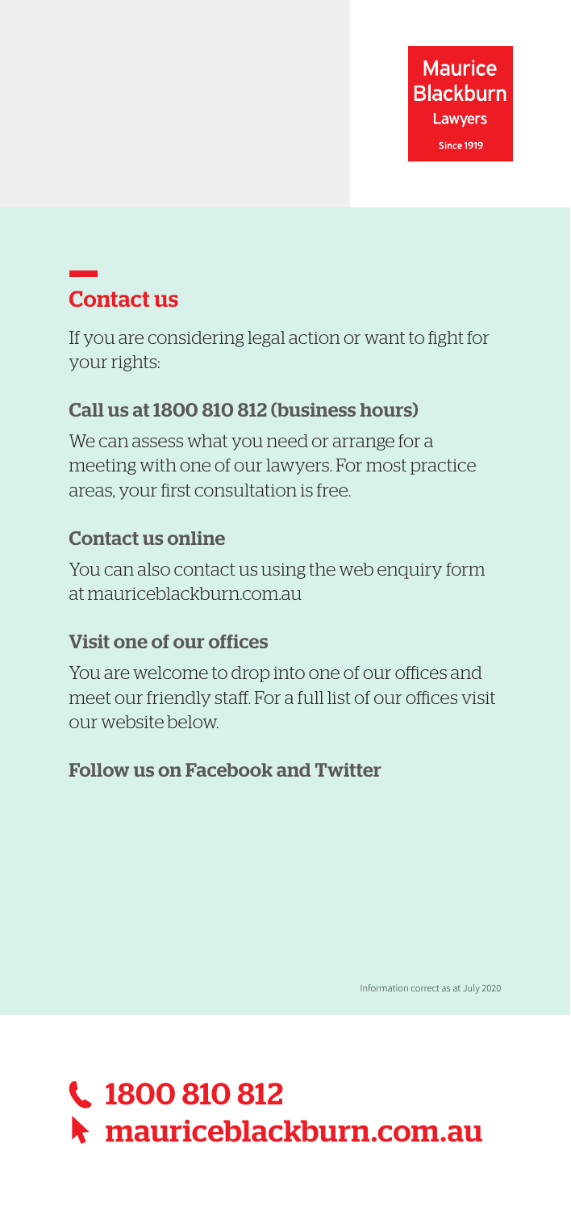Maurice Blackburn Lawyers
Since 1919

## Contact us

If you are considering legal action or want to fight for your rights:

### Call us at 1800 810 812 (business hours)

We can assess what you need or arrange for a meeting with one of our lawyers. For most practice areas, your first consultation is free.

### Contact us online

You can also contact us using the web enquiry form at mauriceblackburn.com.au

### Visit one of our offices

You are welcome to drop into one of our offices and meet our friendly staff. For a full list of our offices visit our website below.

### Follow us on Facebook and Twitter

Information correct as at July 2020

**1800 810 812**
**mauriceblackburn.com.au**